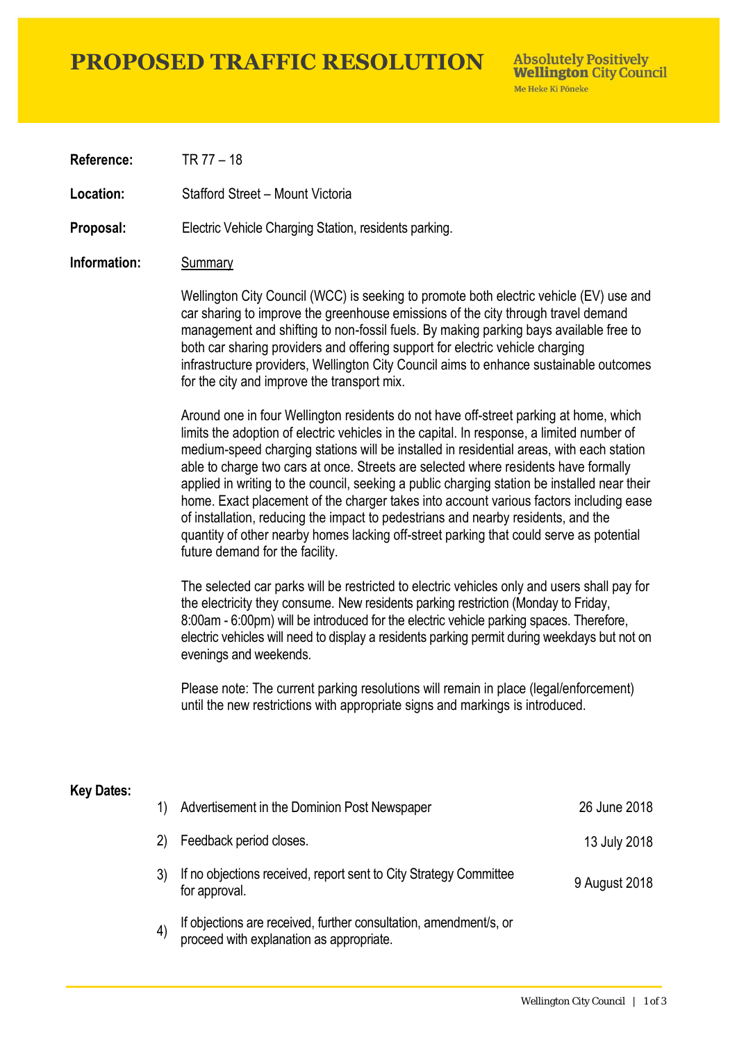# PROPOSED TRAFFIC RESOLUTION

Absolutely Positively **Wellington** City Council
Me Heke Ki Pōneke

**Reference:** TR 77 – 18

**Location:** Stafford Street – Mount Victoria

**Proposal:** Electric Vehicle Charging Station, residents parking.

**Information:** Summary

Wellington City Council (WCC) is seeking to promote both electric vehicle (EV) use and car sharing to improve the greenhouse emissions of the city through travel demand management and shifting to non-fossil fuels. By making parking bays available free to both car sharing providers and offering support for electric vehicle charging infrastructure providers, Wellington City Council aims to enhance sustainable outcomes for the city and improve the transport mix.

Around one in four Wellington residents do not have off-street parking at home, which limits the adoption of electric vehicles in the capital. In response, a limited number of medium-speed charging stations will be installed in residential areas, with each station able to charge two cars at once. Streets are selected where residents have formally applied in writing to the council, seeking a public charging station be installed near their home. Exact placement of the charger takes into account various factors including ease of installation, reducing the impact to pedestrians and nearby residents, and the quantity of other nearby homes lacking off-street parking that could serve as potential future demand for the facility.

The selected car parks will be restricted to electric vehicles only and users shall pay for the electricity they consume. New residents parking restriction (Monday to Friday, 8:00am - 6:00pm) will be introduced for the electric vehicle parking spaces. Therefore, electric vehicles will need to display a residents parking permit during weekdays but not on evenings and weekends.

Please note: The current parking resolutions will remain in place (legal/enforcement) until the new restrictions with appropriate signs and markings is introduced.

**Key Dates:**

| | | |
|---|---|---|
| 1) | Advertisement in the Dominion Post Newspaper | 26 June 2018 |
| 2) | Feedback period closes. | 13 July 2018 |
| 3) | If no objections received, report sent to City Strategy Committee for approval. | 9 August 2018 |
| 4) | If objections are received, further consultation, amendment/s, or proceed with explanation as appropriate. | |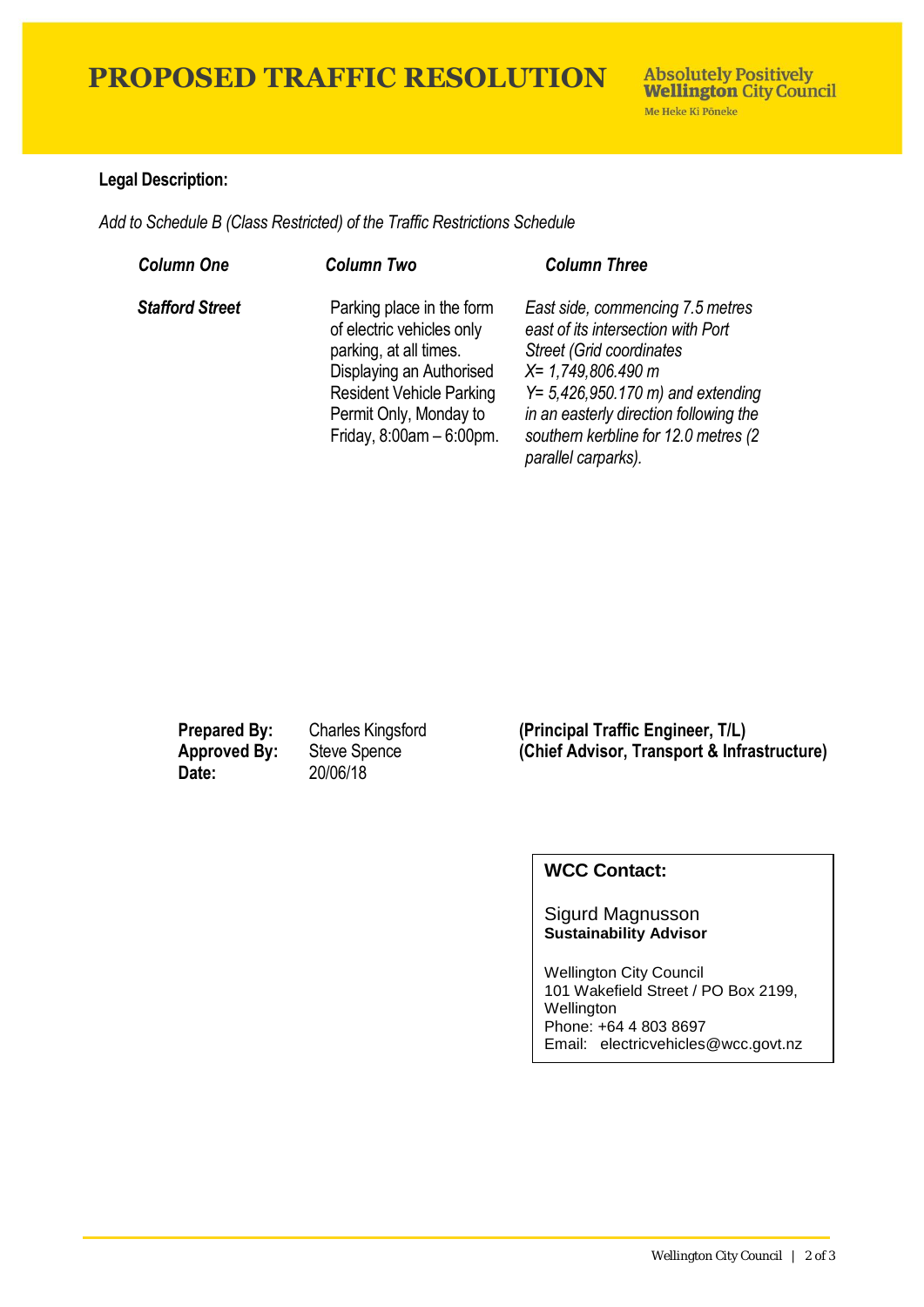# PROPOSED TRAFFIC RESOLUTION

**Absolutely Positively Wellington City Council**
Me Heke Ki Pōneke

**Legal Description:**

*Add to Schedule B (Class Restricted) of the Traffic Restrictions Schedule*

| *Column One* | *Column Two* | *Column Three* |
|---|---|---|
| ***Stafford Street*** | Parking place in the form of electric vehicles only parking, at all times. Displaying an Authorised Resident Vehicle Parking Permit Only, Monday to Friday, 8:00am – 6:00pm. | *East side, commencing 7.5 metres east of its intersection with Port Street (Grid coordinates X= 1,749,806.490 m Y= 5,426,950.170 m) and extending in an easterly direction following the southern kerbline for 12.0 metres (2 parallel carparks).* |

| | | |
|---|---|---|
| **Prepared By:** | Charles Kingsford | **(Principal Traffic Engineer, T/L)** |
| **Approved By:** | Steve Spence | **(Chief Advisor, Transport & Infrastructure)** |
| **Date:** | 20/06/18 | |

**WCC Contact:**

Sigurd Magnusson
**Sustainability Advisor**

Wellington City Council
101 Wakefield Street / PO Box 2199, Wellington
Phone: +64 4 803 8697
Email: electricvehicles@wcc.govt.nz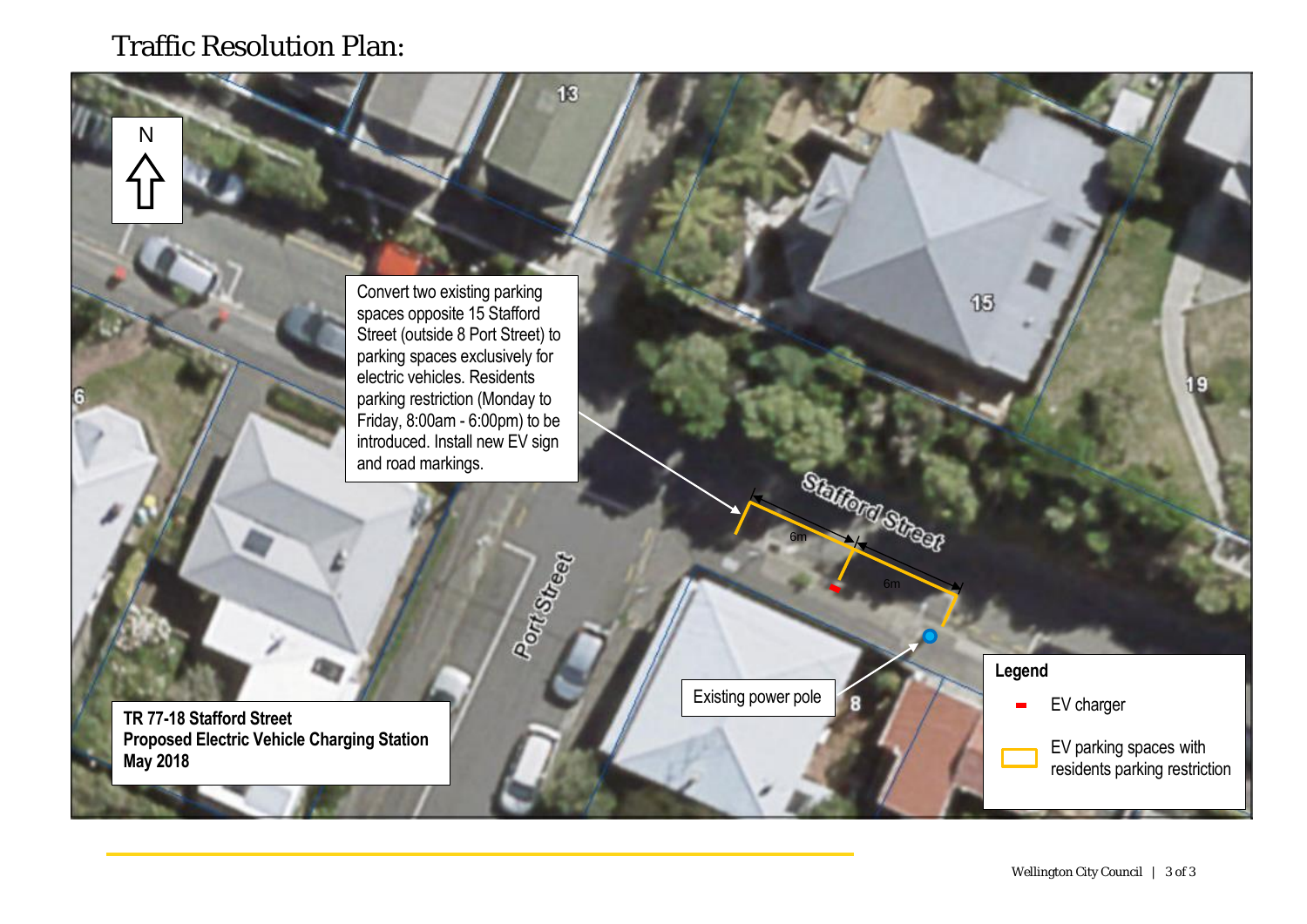# Traffic Resolution Plan:

N

Convert two existing parking spaces opposite 15 Stafford Street (outside 8 Port Street) to parking spaces exclusively for electric vehicles. Residents parking restriction (Monday to Friday, 8:00am - 6:00pm) to be introduced. Install new EV sign and road markings.

Stafford Street

Port Street

6m

6m

13

15

19

6

8

Existing power pole

**TR 77-18 Stafford Street**
**Proposed Electric Vehicle Charging Station**
**May 2018**

**Legend**

EV charger

EV parking spaces with residents parking restriction